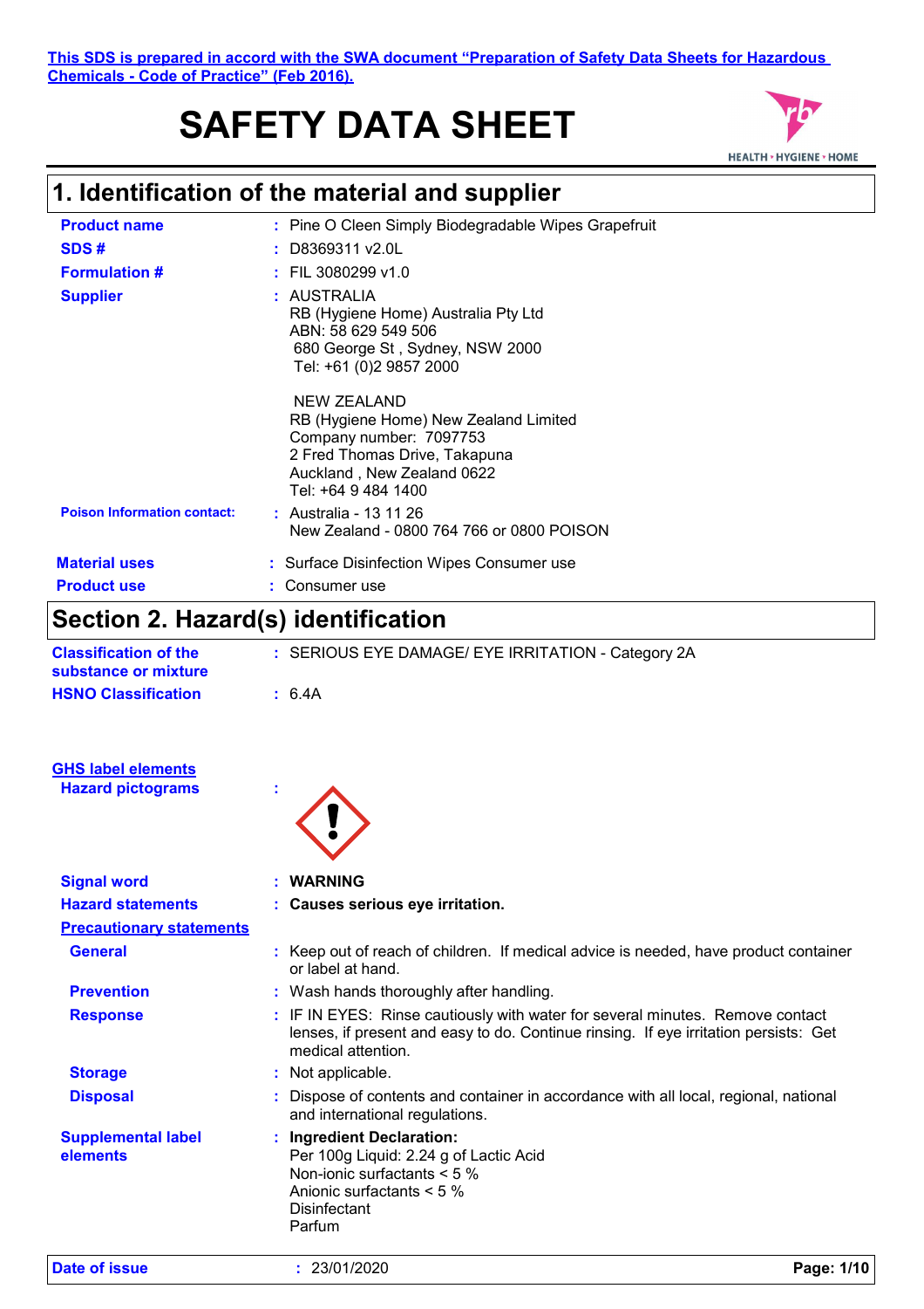This SDS is prepared in accord with the SWA document "Preparation of Safety Data Sheets for Hazardous Chemicals - Code of Practice" (Feb 2016).

# SAFETY DATA SHEET

## 1. Identification of the material and supplier

**Product name** : Pine O Cleen Simply Biodegradable Wipes Grapefruit

**SDS #** : D8369311 v2.0L

**Formulation #** : FIL 3080299 v1.0

**Supplier** : AUSTRALIA
RB (Hygiene Home) Australia Pty Ltd
ABN: 58 629 549 506
680 George St , Sydney, NSW 2000
Tel: +61 (0)2 9857 2000

NEW ZEALAND
RB (Hygiene Home) New Zealand Limited
Company number: 7097753
2 Fred Thomas Drive, Takapuna
Auckland , New Zealand 0622
Tel: +64 9 484 1400

**Poison Information contact:** : Australia - 13 11 26
New Zealand - 0800 764 766 or 0800 POISON

**Material uses** : Surface Disinfection Wipes Consumer use

**Product use** : Consumer use

## Section 2. Hazard(s) identification

**Classification of the substance or mixture** : SERIOUS EYE DAMAGE/ EYE IRRITATION - Category 2A

**HSNO Classification** : 6.4A

**GHS label elements**

**Hazard pictograms** :

**Signal word** : **WARNING**

**Hazard statements** : **Causes serious eye irritation.**

**Precautionary statements**

**General** : Keep out of reach of children. If medical advice is needed, have product container or label at hand.

**Prevention** : Wash hands thoroughly after handling.

**Response** : IF IN EYES: Rinse cautiously with water for several minutes. Remove contact lenses, if present and easy to do. Continue rinsing. If eye irritation persists: Get medical attention.

**Storage** : Not applicable.

**Disposal** : Dispose of contents and container in accordance with all local, regional, national and international regulations.

**Supplemental label elements** : **Ingredient Declaration:**
Per 100g Liquid: 2.24 g of Lactic Acid
Non-ionic surfactants < 5 %
Anionic surfactants < 5 %
Disinfectant
Parfum

**Date of issue** : 23/01/2020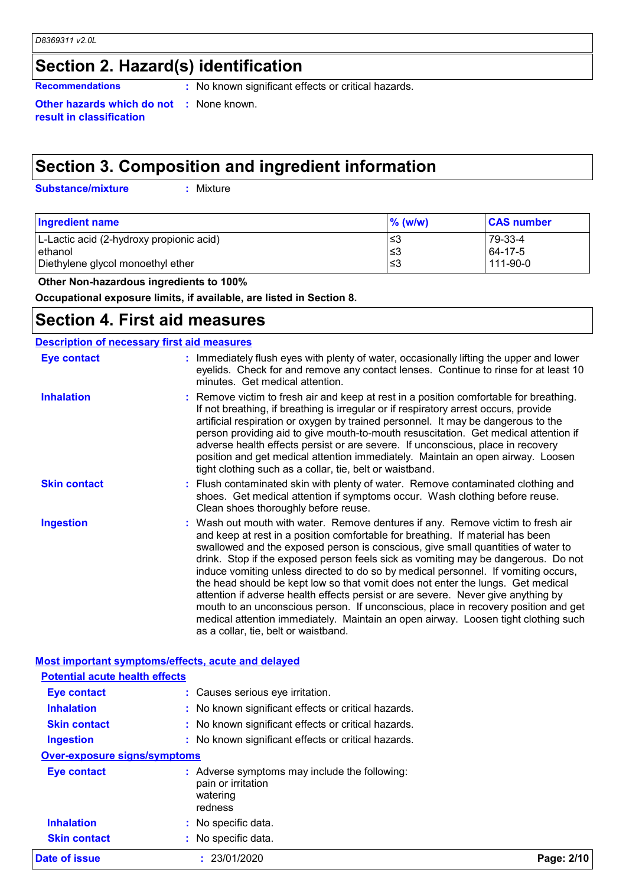## Section 2. Hazard(s) identification

**Recommendations** : No known significant effects or critical hazards.

**Other hazards which do not result in classification** : None known.

## Section 3. Composition and ingredient information

**Substance/mixture** : Mixture

| Ingredient name | % (w/w) | CAS number |
|---|---|---|
| L-Lactic acid (2-hydroxy propionic acid) | ≤3 | 79-33-4 |
| ethanol | ≤3 | 64-17-5 |
| Diethylene glycol monoethyl ether | ≤3 | 111-90-0 |

**Other Non-hazardous ingredients to 100%**

**Occupational exposure limits, if available, are listed in Section 8.**

## Section 4. First aid measures

### Description of necessary first aid measures

**Eye contact** : Immediately flush eyes with plenty of water, occasionally lifting the upper and lower eyelids. Check for and remove any contact lenses. Continue to rinse for at least 10 minutes. Get medical attention.

**Inhalation** : Remove victim to fresh air and keep at rest in a position comfortable for breathing. If not breathing, if breathing is irregular or if respiratory arrest occurs, provide artificial respiration or oxygen by trained personnel. It may be dangerous to the person providing aid to give mouth-to-mouth resuscitation. Get medical attention if adverse health effects persist or are severe. If unconscious, place in recovery position and get medical attention immediately. Maintain an open airway. Loosen tight clothing such as a collar, tie, belt or waistband.

**Skin contact** : Flush contaminated skin with plenty of water. Remove contaminated clothing and shoes. Get medical attention if symptoms occur. Wash clothing before reuse. Clean shoes thoroughly before reuse.

**Ingestion** : Wash out mouth with water. Remove dentures if any. Remove victim to fresh air and keep at rest in a position comfortable for breathing. If material has been swallowed and the exposed person is conscious, give small quantities of water to drink. Stop if the exposed person feels sick as vomiting may be dangerous. Do not induce vomiting unless directed to do so by medical personnel. If vomiting occurs, the head should be kept low so that vomit does not enter the lungs. Get medical attention if adverse health effects persist or are severe. Never give anything by mouth to an unconscious person. If unconscious, place in recovery position and get medical attention immediately. Maintain an open airway. Loosen tight clothing such as a collar, tie, belt or waistband.

### Most important symptoms/effects, acute and delayed

#### Potential acute health effects

**Eye contact** : Causes serious eye irritation.

**Inhalation** : No known significant effects or critical hazards.

**Skin contact** : No known significant effects or critical hazards.

**Ingestion** : No known significant effects or critical hazards.

#### Over-exposure signs/symptoms

**Eye contact** : Adverse symptoms may include the following:
pain or irritation
watering
redness

**Inhalation** : No specific data.

**Skin contact** : No specific data.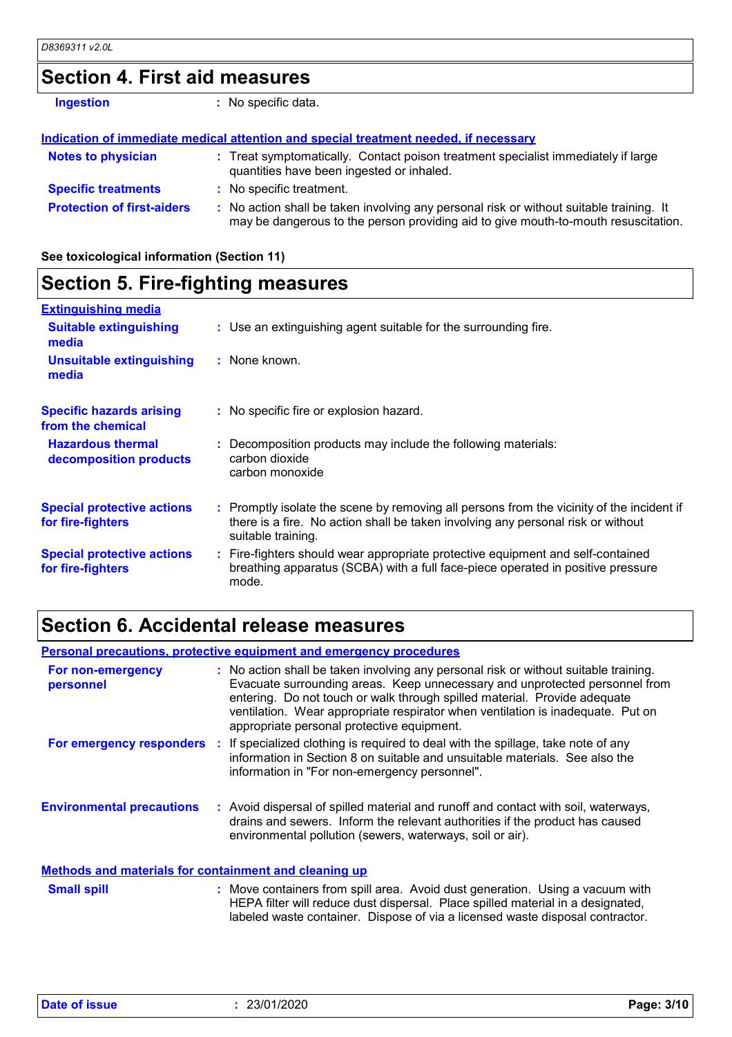## Section 4. First aid measures

**Ingestion** : No specific data.

**Indication of immediate medical attention and special treatment needed, if necessary**

**Notes to physician** : Treat symptomatically. Contact poison treatment specialist immediately if large quantities have been ingested or inhaled.

**Specific treatments** : No specific treatment.

**Protection of first-aiders** : No action shall be taken involving any personal risk or without suitable training. It may be dangerous to the person providing aid to give mouth-to-mouth resuscitation.

**See toxicological information (Section 11)**

## Section 5. Fire-fighting measures

**Extinguishing media**

**Suitable extinguishing media** : Use an extinguishing agent suitable for the surrounding fire.

**Unsuitable extinguishing media** : None known.

**Specific hazards arising from the chemical** : No specific fire or explosion hazard.

**Hazardous thermal decomposition products** : Decomposition products may include the following materials:
carbon dioxide
carbon monoxide

**Special protective actions for fire-fighters** : Promptly isolate the scene by removing all persons from the vicinity of the incident if there is a fire. No action shall be taken involving any personal risk or without suitable training.

**Special protective actions for fire-fighters** : Fire-fighters should wear appropriate protective equipment and self-contained breathing apparatus (SCBA) with a full face-piece operated in positive pressure mode.

## Section 6. Accidental release measures

**Personal precautions, protective equipment and emergency procedures**

**For non-emergency personnel** : No action shall be taken involving any personal risk or without suitable training. Evacuate surrounding areas. Keep unnecessary and unprotected personnel from entering. Do not touch or walk through spilled material. Provide adequate ventilation. Wear appropriate respirator when ventilation is inadequate. Put on appropriate personal protective equipment.

**For emergency responders** : If specialized clothing is required to deal with the spillage, take note of any information in Section 8 on suitable and unsuitable materials. See also the information in "For non-emergency personnel".

**Environmental precautions** : Avoid dispersal of spilled material and runoff and contact with soil, waterways, drains and sewers. Inform the relevant authorities if the product has caused environmental pollution (sewers, waterways, soil or air).

**Methods and materials for containment and cleaning up**

**Small spill** : Move containers from spill area. Avoid dust generation. Using a vacuum with HEPA filter will reduce dust dispersal. Place spilled material in a designated, labeled waste container. Dispose of via a licensed waste disposal contractor.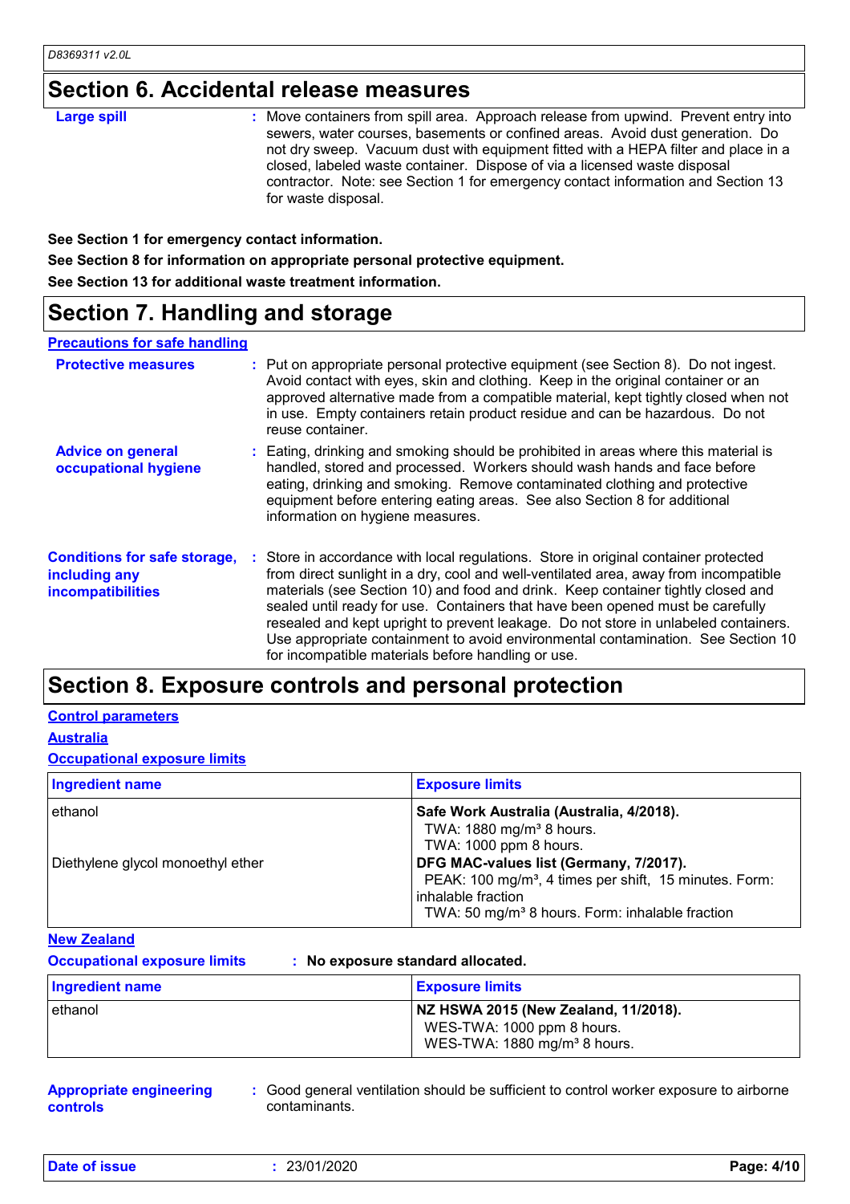## Section 6. Accidental release measures

**Large spill** : Move containers from spill area. Approach release from upwind. Prevent entry into sewers, water courses, basements or confined areas. Avoid dust generation. Do not dry sweep. Vacuum dust with equipment fitted with a HEPA filter and place in a closed, labeled waste container. Dispose of via a licensed waste disposal contractor. Note: see Section 1 for emergency contact information and Section 13 for waste disposal.

**See Section 1 for emergency contact information.**

**See Section 8 for information on appropriate personal protective equipment.**

**See Section 13 for additional waste treatment information.**

## Section 7. Handling and storage

### Precautions for safe handling

**Protective measures** : Put on appropriate personal protective equipment (see Section 8). Do not ingest. Avoid contact with eyes, skin and clothing. Keep in the original container or an approved alternative made from a compatible material, kept tightly closed when not in use. Empty containers retain product residue and can be hazardous. Do not reuse container.

**Advice on general occupational hygiene** : Eating, drinking and smoking should be prohibited in areas where this material is handled, stored and processed. Workers should wash hands and face before eating, drinking and smoking. Remove contaminated clothing and protective equipment before entering eating areas. See also Section 8 for additional information on hygiene measures.

**Conditions for safe storage, including any incompatibilities** : Store in accordance with local regulations. Store in original container protected from direct sunlight in a dry, cool and well-ventilated area, away from incompatible materials (see Section 10) and food and drink. Keep container tightly closed and sealed until ready for use. Containers that have been opened must be carefully resealed and kept upright to prevent leakage. Do not store in unlabeled containers. Use appropriate containment to avoid environmental contamination. See Section 10 for incompatible materials before handling or use.

## Section 8. Exposure controls and personal protection

### Control parameters

### Australia

#### Occupational exposure limits

| Ingredient name | Exposure limits |
|---|---|
| ethanol | **Safe Work Australia (Australia, 4/2018).**<br>TWA: 1880 mg/m³ 8 hours.<br>TWA: 1000 ppm 8 hours. |
| Diethylene glycol monoethyl ether | **DFG MAC-values list (Germany, 7/2017).**<br>PEAK: 100 mg/m³, 4 times per shift, 15 minutes. Form: inhalable fraction<br>TWA: 50 mg/m³ 8 hours. Form: inhalable fraction |

### New Zealand

**Occupational exposure limits** : **No exposure standard allocated.**

| Ingredient name | Exposure limits |
|---|---|
| ethanol | **NZ HSWA 2015 (New Zealand, 11/2018).**<br>WES-TWA: 1000 ppm 8 hours.<br>WES-TWA: 1880 mg/m³ 8 hours. |

**Appropriate engineering controls** : Good general ventilation should be sufficient to control worker exposure to airborne contaminants.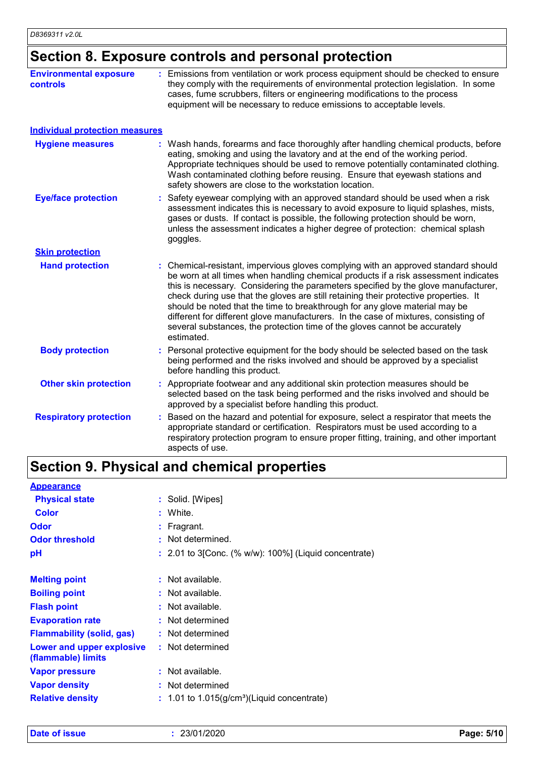## Section 8. Exposure controls and personal protection

**Environmental exposure controls** : Emissions from ventilation or work process equipment should be checked to ensure they comply with the requirements of environmental protection legislation. In some cases, fume scrubbers, filters or engineering modifications to the process equipment will be necessary to reduce emissions to acceptable levels.

### Individual protection measures

**Hygiene measures** : Wash hands, forearms and face thoroughly after handling chemical products, before eating, smoking and using the lavatory and at the end of the working period. Appropriate techniques should be used to remove potentially contaminated clothing. Wash contaminated clothing before reusing. Ensure that eyewash stations and safety showers are close to the workstation location.

**Eye/face protection** : Safety eyewear complying with an approved standard should be used when a risk assessment indicates this is necessary to avoid exposure to liquid splashes, mists, gases or dusts. If contact is possible, the following protection should be worn, unless the assessment indicates a higher degree of protection: chemical splash goggles.

**Skin protection**

**Hand protection** : Chemical-resistant, impervious gloves complying with an approved standard should be worn at all times when handling chemical products if a risk assessment indicates this is necessary. Considering the parameters specified by the glove manufacturer, check during use that the gloves are still retaining their protective properties. It should be noted that the time to breakthrough for any glove material may be different for different glove manufacturers. In the case of mixtures, consisting of several substances, the protection time of the gloves cannot be accurately estimated.

**Body protection** : Personal protective equipment for the body should be selected based on the task being performed and the risks involved and should be approved by a specialist before handling this product.

**Other skin protection** : Appropriate footwear and any additional skin protection measures should be selected based on the task being performed and the risks involved and should be approved by a specialist before handling this product.

**Respiratory protection** : Based on the hazard and potential for exposure, select a respirator that meets the appropriate standard or certification. Respirators must be used according to a respiratory protection program to ensure proper fitting, training, and other important aspects of use.

## Section 9. Physical and chemical properties

**Appearance**

**Physical state** : Solid. [Wipes]

**Color** : White.

**Odor** : Fragrant.

**Odor threshold** : Not determined.

**pH** : 2.01 to 3[Conc. (% w/w): 100%] (Liquid concentrate)

**Melting point** : Not available.

**Boiling point** : Not available.

**Flash point** : Not available.

**Evaporation rate** : Not determined

**Flammability (solid, gas)** : Not determined

**Lower and upper explosive (flammable) limits** : Not determined

**Vapor pressure** : Not available.

**Vapor density** : Not determined

**Relative density** : 1.01 to 1.015(g/cm$^3$)(Liquid concentrate)

**Date of issue** : 23/01/2020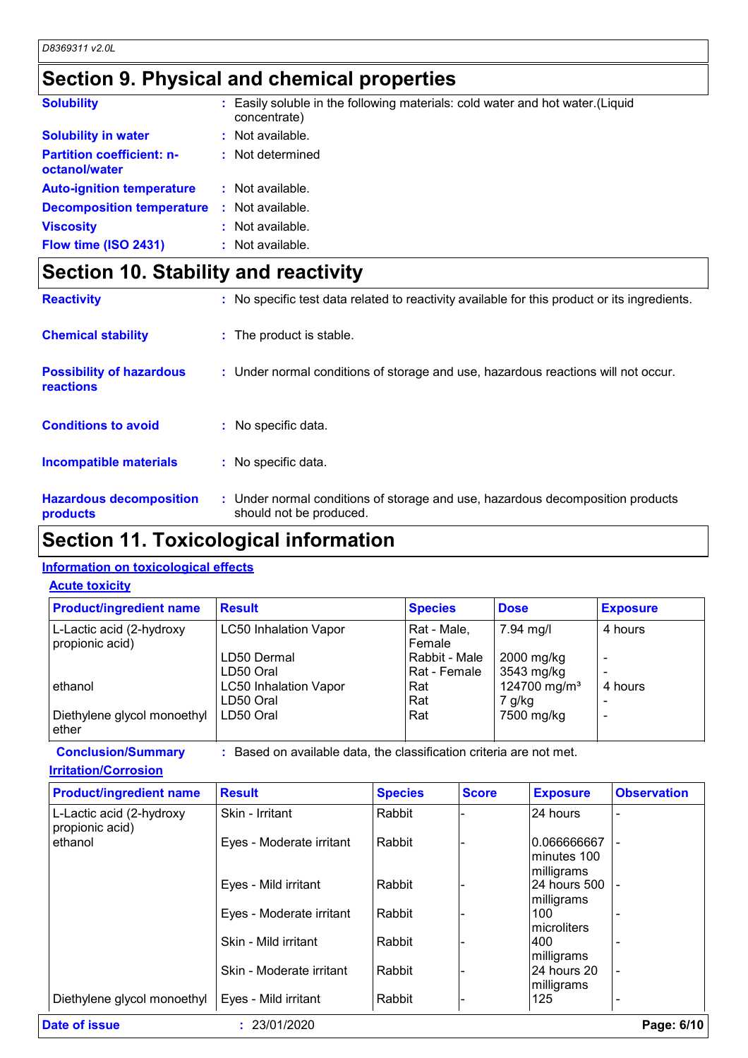## Section 9. Physical and chemical properties

**Solubility** : Easily soluble in the following materials: cold water and hot water.(Liquid concentrate)

**Solubility in water** : Not available.

**Partition coefficient: n-octanol/water** : Not determined

**Auto-ignition temperature** : Not available.

**Decomposition temperature** : Not available.

**Viscosity** : Not available.

**Flow time (ISO 2431)** : Not available.

## Section 10. Stability and reactivity

**Reactivity** : No specific test data related to reactivity available for this product or its ingredients.

**Chemical stability** : The product is stable.

**Possibility of hazardous reactions** : Under normal conditions of storage and use, hazardous reactions will not occur.

**Conditions to avoid** : No specific data.

**Incompatible materials** : No specific data.

**Hazardous decomposition products** : Under normal conditions of storage and use, hazardous decomposition products should not be produced.

## Section 11. Toxicological information

### Information on toxicological effects

#### Acute toxicity

| Product/ingredient name | Result | Species | Dose | Exposure |
|---|---|---|---|---|
| L-Lactic acid (2-hydroxy propionic acid) | LC50 Inhalation Vapor | Rat - Male, Female | 7.94 mg/l | 4 hours |
| | LD50 Dermal | Rabbit - Male | 2000 mg/kg | - |
| | LD50 Oral | Rat - Female | 3543 mg/kg | - |
| ethanol | LC50 Inhalation Vapor | Rat | 124700 mg/m³ | 4 hours |
| | LD50 Oral | Rat | 7 g/kg | - |
| Diethylene glycol monoethyl ether | LD50 Oral | Rat | 7500 mg/kg | - |

**Conclusion/Summary** : Based on available data, the classification criteria are not met.

#### Irritation/Corrosion

| Product/ingredient name | Result | Species | Score | Exposure | Observation |
|---|---|---|---|---|---|
| L-Lactic acid (2-hydroxy propionic acid) | Skin - Irritant | Rabbit | - | 24 hours | - |
| ethanol | Eyes - Moderate irritant | Rabbit | - | 0.066666667 minutes 100 milligrams | - |
| | Eyes - Mild irritant | Rabbit | - | 24 hours 500 milligrams | - |
| | Eyes - Moderate irritant | Rabbit | - | 100 microliters | - |
| | Skin - Mild irritant | Rabbit | - | 400 milligrams | - |
| | Skin - Moderate irritant | Rabbit | - | 24 hours 20 milligrams | - |
| Diethylene glycol monoethyl | Eyes - Mild irritant | Rabbit | - | 125 | - |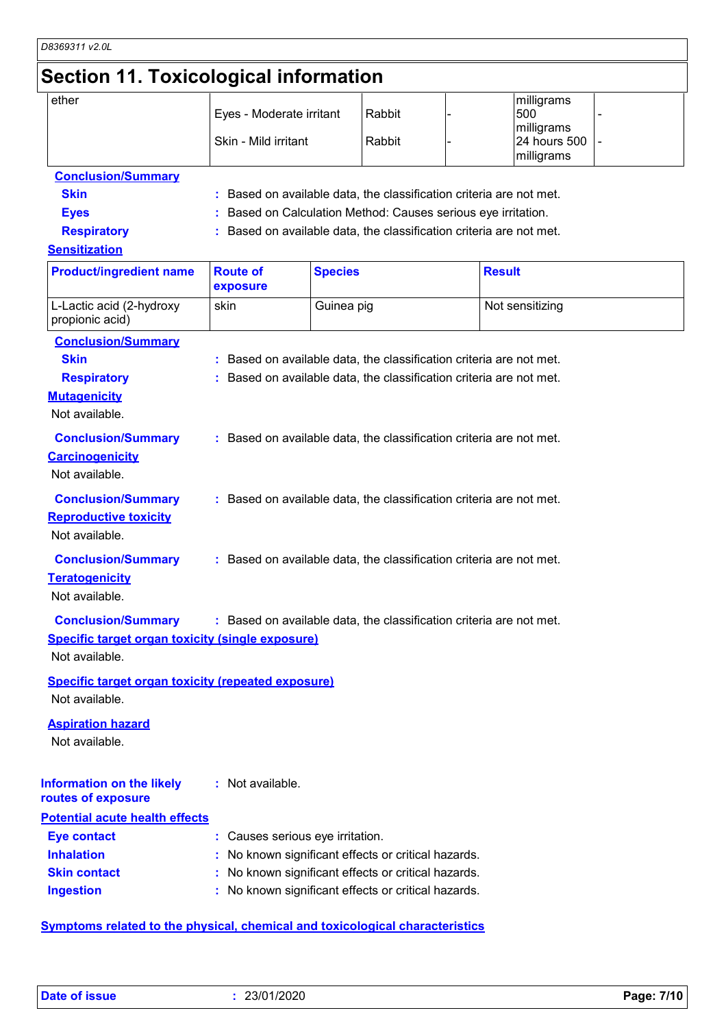# Section 11. Toxicological information

| | | | | | |
|---|---|---|---|---|---|
| ether | Eyes - Moderate irritant | Rabbit | - | milligrams 500 milligrams | - |
| | Skin - Mild irritant | Rabbit | - | 24 hours 500 milligrams | - |

**Conclusion/Summary**

**Skin** : Based on available data, the classification criteria are not met.

**Eyes** : Based on Calculation Method: Causes serious eye irritation.

**Respiratory** : Based on available data, the classification criteria are not met.

**Sensitization**

| Product/ingredient name | Route of exposure | Species | Result |
|---|---|---|---|
| L-Lactic acid (2-hydroxy propionic acid) | skin | Guinea pig | Not sensitizing |

**Conclusion/Summary**

**Skin** : Based on available data, the classification criteria are not met.

**Respiratory** : Based on available data, the classification criteria are not met.

**Mutagenicity**

Not available.

**Conclusion/Summary** : Based on available data, the classification criteria are not met.

**Carcinogenicity**

Not available.

**Conclusion/Summary** : Based on available data, the classification criteria are not met.

**Reproductive toxicity**

Not available.

**Conclusion/Summary** : Based on available data, the classification criteria are not met.

**Teratogenicity**

Not available.

**Conclusion/Summary** : Based on available data, the classification criteria are not met.

**Specific target organ toxicity (single exposure)**

Not available.

**Specific target organ toxicity (repeated exposure)**

Not available.

**Aspiration hazard**

Not available.

**Information on the likely routes of exposure** : Not available.

**Potential acute health effects**

**Eye contact** : Causes serious eye irritation.

**Inhalation** : No known significant effects or critical hazards.

**Skin contact** : No known significant effects or critical hazards.

**Ingestion** : No known significant effects or critical hazards.

**Symptoms related to the physical, chemical and toxicological characteristics**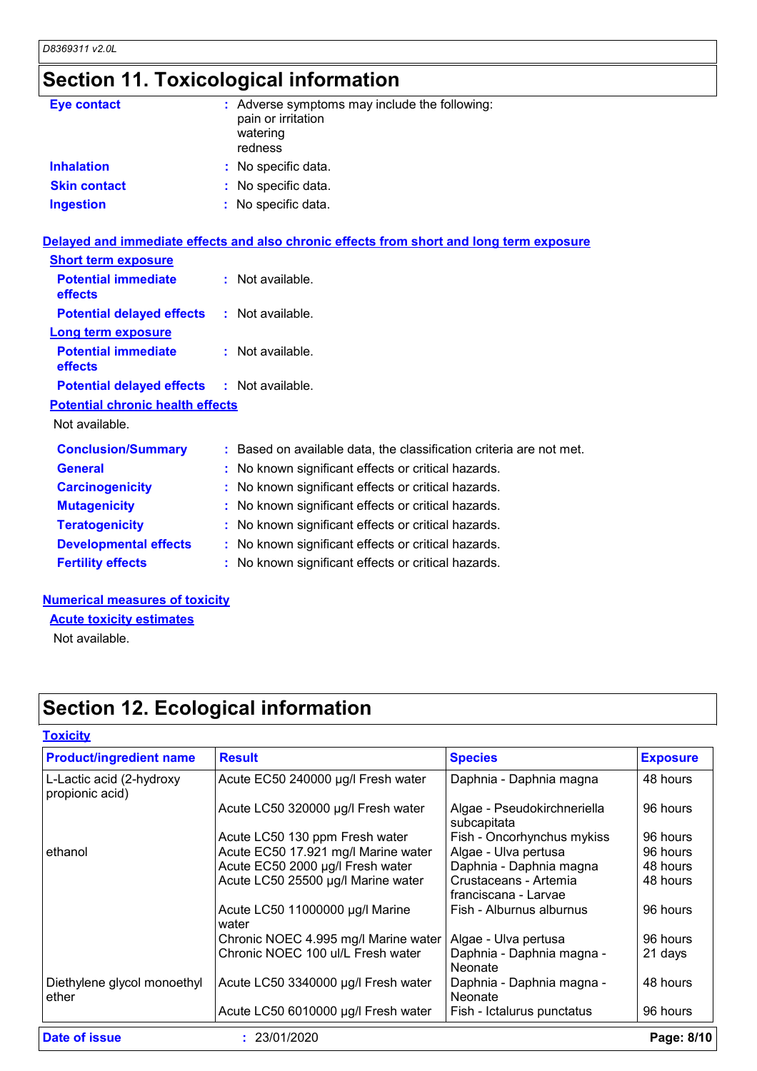## Section 11. Toxicological information

**Eye contact** : Adverse symptoms may include the following:
pain or irritation
watering
redness

**Inhalation** : No specific data.

**Skin contact** : No specific data.

**Ingestion** : No specific data.

### Delayed and immediate effects and also chronic effects from short and long term exposure

**Short term exposure**

**Potential immediate effects** : Not available.

**Potential delayed effects** : Not available.

**Long term exposure**

**Potential immediate effects** : Not available.

**Potential delayed effects** : Not available.

**Potential chronic health effects**

Not available.

**Conclusion/Summary** : Based on available data, the classification criteria are not met.

**General** : No known significant effects or critical hazards.

**Carcinogenicity** : No known significant effects or critical hazards.

**Mutagenicity** : No known significant effects or critical hazards.

**Teratogenicity** : No known significant effects or critical hazards.

**Developmental effects** : No known significant effects or critical hazards.

**Fertility effects** : No known significant effects or critical hazards.

### Numerical measures of toxicity

**Acute toxicity estimates**

Not available.

## Section 12. Ecological information

### Toxicity

| Product/ingredient name | Result | Species | Exposure |
|---|---|---|---|
| L-Lactic acid (2-hydroxy propionic acid) | Acute EC50 240000 µg/l Fresh water | Daphnia - Daphnia magna | 48 hours |
| | Acute LC50 320000 µg/l Fresh water | Algae - Pseudokirchneriella subcapitata | 96 hours |
| | Acute LC50 130 ppm Fresh water | Fish - Oncorhynchus mykiss | 96 hours |
| ethanol | Acute EC50 17.921 mg/l Marine water | Algae - Ulva pertusa | 96 hours |
| | Acute EC50 2000 µg/l Fresh water | Daphnia - Daphnia magna | 48 hours |
| | Acute LC50 25500 µg/l Marine water | Crustaceans - Artemia franciscana - Larvae | 48 hours |
| | Acute LC50 11000000 µg/l Marine water | Fish - Alburnus alburnus | 96 hours |
| | Chronic NOEC 4.995 mg/l Marine water | Algae - Ulva pertusa | 96 hours |
| | Chronic NOEC 100 ul/L Fresh water | Daphnia - Daphnia magna - Neonate | 21 days |
| Diethylene glycol monoethyl ether | Acute LC50 3340000 µg/l Fresh water | Daphnia - Daphnia magna - Neonate | 48 hours |
| | Acute LC50 6010000 µg/l Fresh water | Fish - Ictalurus punctatus | 96 hours |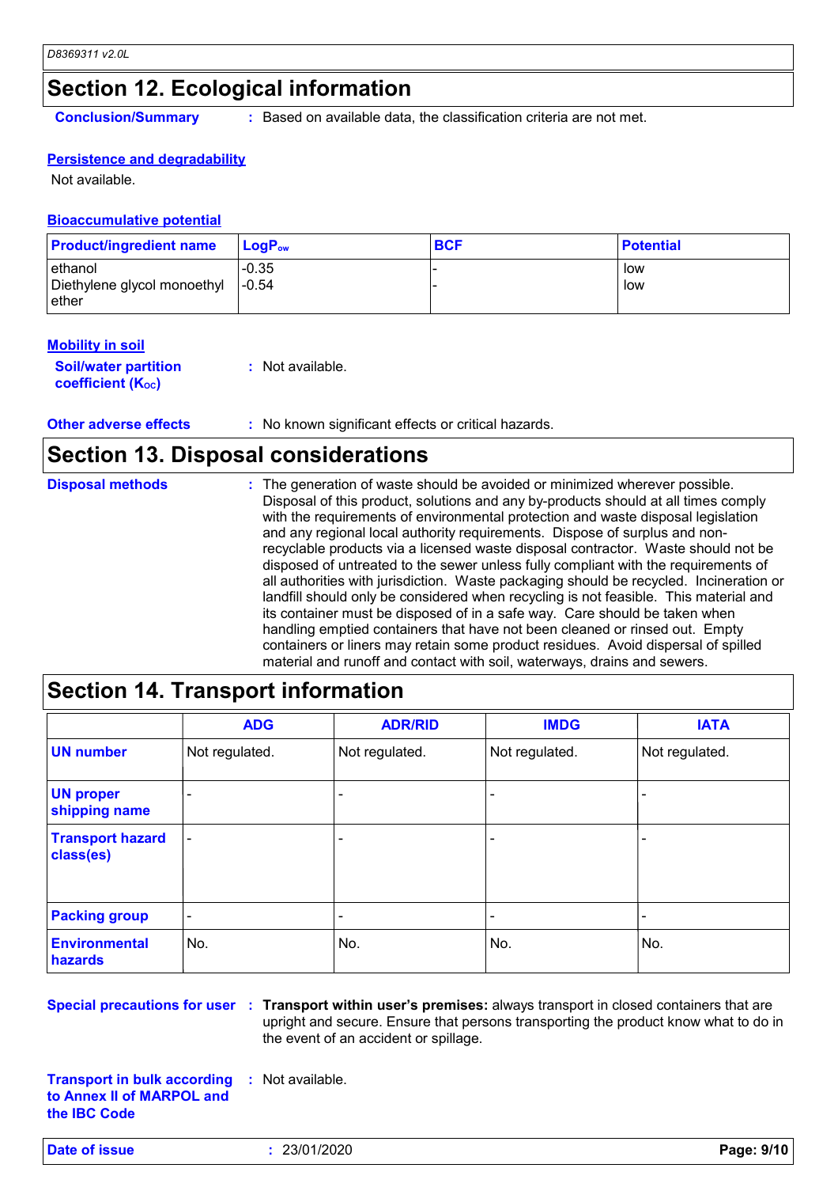## Section 12. Ecological information

**Conclusion/Summary** : Based on available data, the classification criteria are not met.

### Persistence and degradability

Not available.

### Bioaccumulative potential

| Product/ingredient name | $LogP_{ow}$ | BCF | Potential |
|---|---|---|---|
| ethanol | -0.35 | - | low |
| Diethylene glycol monoethyl ether | -0.54 | - | low |

### Mobility in soil

**Soil/water partition coefficient ($K_{OC}$)** : Not available.

**Other adverse effects** : No known significant effects or critical hazards.

## Section 13. Disposal considerations

**Disposal methods** : The generation of waste should be avoided or minimized wherever possible. Disposal of this product, solutions and any by-products should at all times comply with the requirements of environmental protection and waste disposal legislation and any regional local authority requirements. Dispose of surplus and non-recyclable products via a licensed waste disposal contractor. Waste should not be disposed of untreated to the sewer unless fully compliant with the requirements of all authorities with jurisdiction. Waste packaging should be recycled. Incineration or landfill should only be considered when recycling is not feasible. This material and its container must be disposed of in a safe way. Care should be taken when handling emptied containers that have not been cleaned or rinsed out. Empty containers or liners may retain some product residues. Avoid dispersal of spilled material and runoff and contact with soil, waterways, drains and sewers.

## Section 14. Transport information

| | ADG | ADR/RID | IMDG | IATA |
|---|---|---|---|---|
| UN number | Not regulated. | Not regulated. | Not regulated. | Not regulated. |
| UN proper shipping name | - | - | - | - |
| Transport hazard class(es) | - | - | - | - |
| Packing group | - | - | - | - |
| Environmental hazards | No. | No. | No. | No. |

**Special precautions for user** : **Transport within user's premises:** always transport in closed containers that are upright and secure. Ensure that persons transporting the product know what to do in the event of an accident or spillage.

**Transport in bulk according to Annex II of MARPOL and the IBC Code** : Not available.

**Date of issue** : 23/01/2020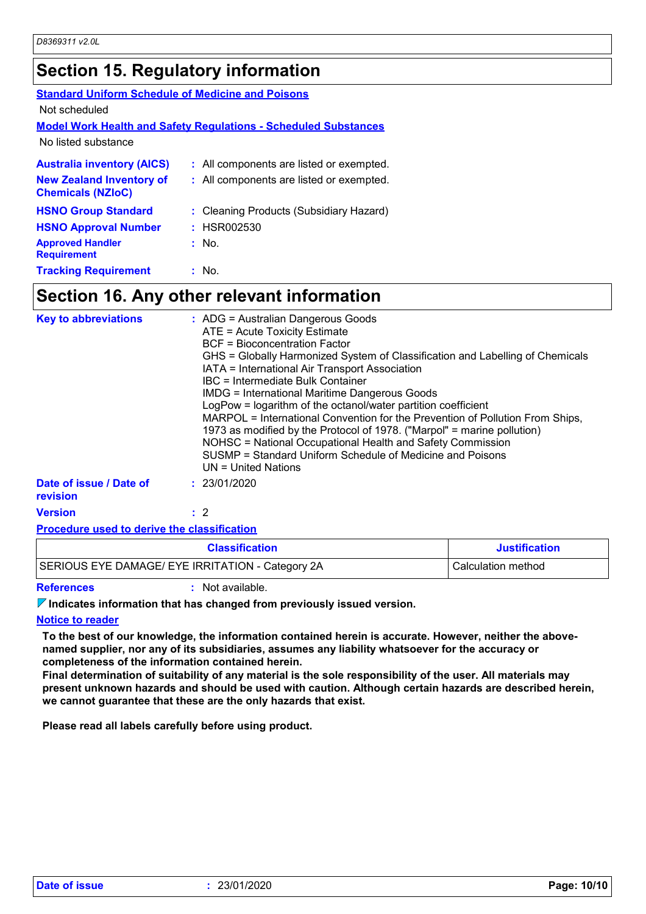# Section 15. Regulatory information

**Standard Uniform Schedule of Medicine and Poisons**

Not scheduled

**Model Work Health and Safety Regulations - Scheduled Substances**

No listed substance

| | |
|---|---|
| **Australia inventory (AICS)** | : All components are listed or exempted. |
| **New Zealand Inventory of Chemicals (NZIoC)** | : All components are listed or exempted. |
| **HSNO Group Standard** | : Cleaning Products (Subsidiary Hazard) |
| **HSNO Approval Number** | : HSR002530 |
| **Approved Handler Requirement** | : No. |
| **Tracking Requirement** | : No. |

# Section 16. Any other relevant information

**Key to abbreviations** : ADG = Australian Dangerous Goods
ATE = Acute Toxicity Estimate
BCF = Bioconcentration Factor
GHS = Globally Harmonized System of Classification and Labelling of Chemicals
IATA = International Air Transport Association
IBC = Intermediate Bulk Container
IMDG = International Maritime Dangerous Goods
LogPow = logarithm of the octanol/water partition coefficient
MARPOL = International Convention for the Prevention of Pollution From Ships, 1973 as modified by the Protocol of 1978. ("Marpol" = marine pollution)
NOHSC = National Occupational Health and Safety Commission
SUSMP = Standard Uniform Schedule of Medicine and Poisons
UN = United Nations

**Date of issue / Date of revision** : 23/01/2020

**Version** : 2

**Procedure used to derive the classification**

| Classification | Justification |
|---|---|
| SERIOUS EYE DAMAGE/ EYE IRRITATION - Category 2A | Calculation method |

**References** : Not available.

**Indicates information that has changed from previously issued version.**

**Notice to reader**

**To the best of our knowledge, the information contained herein is accurate. However, neither the above-named supplier, nor any of its subsidiaries, assumes any liability whatsoever for the accuracy or completeness of the information contained herein.**
**Final determination of suitability of any material is the sole responsibility of the user. All materials may present unknown hazards and should be used with caution. Although certain hazards are described herein, we cannot guarantee that these are the only hazards that exist.**

**Please read all labels carefully before using product.**